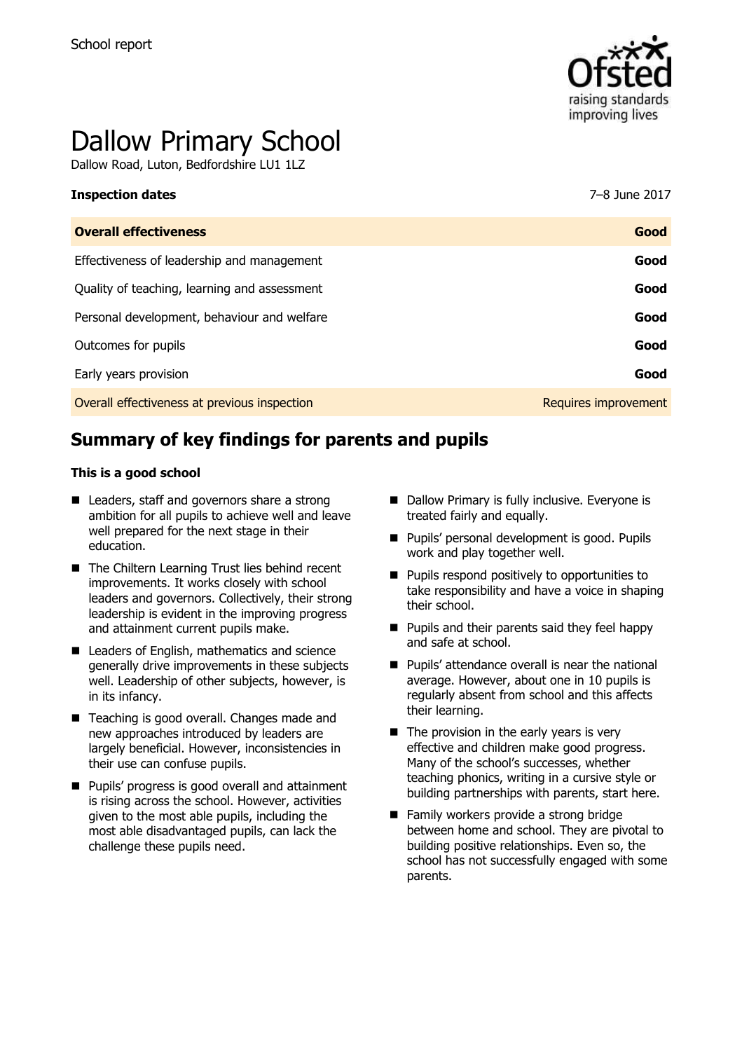School report

# Dallow Primary School

Dallow Road, Luton, Bedfordshire LU1 1LZ

| **Inspection dates** | 7–8 June 2017 |
| --- | --- |
| **Overall effectiveness** | **Good** |
| Effectiveness of leadership and management | **Good** |
| Quality of teaching, learning and assessment | **Good** |
| Personal development, behaviour and welfare | **Good** |
| Outcomes for pupils | **Good** |
| Early years provision | **Good** |
| Overall effectiveness at previous inspection | Requires improvement |

## Summary of key findings for parents and pupils

**This is a good school**

- Leaders, staff and governors share a strong ambition for all pupils to achieve well and leave well prepared for the next stage in their education.
- The Chiltern Learning Trust lies behind recent improvements. It works closely with school leaders and governors. Collectively, their strong leadership is evident in the improving progress and attainment current pupils make.
- Leaders of English, mathematics and science generally drive improvements in these subjects well. Leadership of other subjects, however, is in its infancy.
- Teaching is good overall. Changes made and new approaches introduced by leaders are largely beneficial. However, inconsistencies in their use can confuse pupils.
- Pupils' progress is good overall and attainment is rising across the school. However, activities given to the most able pupils, including the most able disadvantaged pupils, can lack the challenge these pupils need.
- Dallow Primary is fully inclusive. Everyone is treated fairly and equally.
- Pupils' personal development is good. Pupils work and play together well.
- Pupils respond positively to opportunities to take responsibility and have a voice in shaping their school.
- Pupils and their parents said they feel happy and safe at school.
- Pupils' attendance overall is near the national average. However, about one in 10 pupils is regularly absent from school and this affects their learning.
- The provision in the early years is very effective and children make good progress. Many of the school's successes, whether teaching phonics, writing in a cursive style or building partnerships with parents, start here.
- Family workers provide a strong bridge between home and school. They are pivotal to building positive relationships. Even so, the school has not successfully engaged with some parents.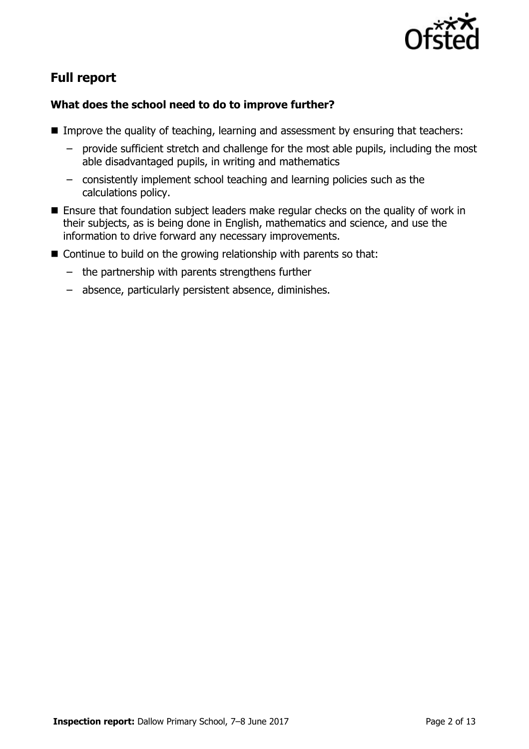## Full report

### What does the school need to do to improve further?

- Improve the quality of teaching, learning and assessment by ensuring that teachers:
  - provide sufficient stretch and challenge for the most able pupils, including the most able disadvantaged pupils, in writing and mathematics
  - consistently implement school teaching and learning policies such as the calculations policy.
- Ensure that foundation subject leaders make regular checks on the quality of work in their subjects, as is being done in English, mathematics and science, and use the information to drive forward any necessary improvements.
- Continue to build on the growing relationship with parents so that:
  - the partnership with parents strengthens further
  - absence, particularly persistent absence, diminishes.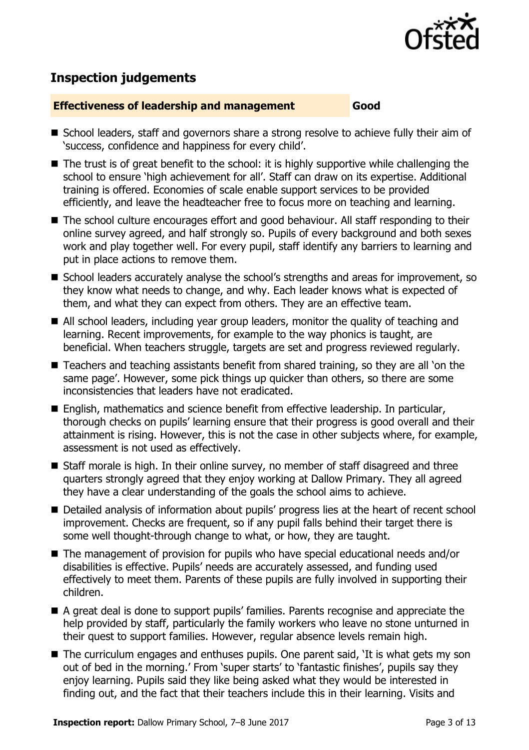## Inspection judgements

**Effectiveness of leadership and management** **Good**

- School leaders, staff and governors share a strong resolve to achieve fully their aim of 'success, confidence and happiness for every child'.
- The trust is of great benefit to the school: it is highly supportive while challenging the school to ensure 'high achievement for all'. Staff can draw on its expertise. Additional training is offered. Economies of scale enable support services to be provided efficiently, and leave the headteacher free to focus more on teaching and learning.
- The school culture encourages effort and good behaviour. All staff responding to their online survey agreed, and half strongly so. Pupils of every background and both sexes work and play together well. For every pupil, staff identify any barriers to learning and put in place actions to remove them.
- School leaders accurately analyse the school's strengths and areas for improvement, so they know what needs to change, and why. Each leader knows what is expected of them, and what they can expect from others. They are an effective team.
- All school leaders, including year group leaders, monitor the quality of teaching and learning. Recent improvements, for example to the way phonics is taught, are beneficial. When teachers struggle, targets are set and progress reviewed regularly.
- Teachers and teaching assistants benefit from shared training, so they are all 'on the same page'. However, some pick things up quicker than others, so there are some inconsistencies that leaders have not eradicated.
- English, mathematics and science benefit from effective leadership. In particular, thorough checks on pupils' learning ensure that their progress is good overall and their attainment is rising. However, this is not the case in other subjects where, for example, assessment is not used as effectively.
- Staff morale is high. In their online survey, no member of staff disagreed and three quarters strongly agreed that they enjoy working at Dallow Primary. They all agreed they have a clear understanding of the goals the school aims to achieve.
- Detailed analysis of information about pupils' progress lies at the heart of recent school improvement. Checks are frequent, so if any pupil falls behind their target there is some well thought-through change to what, or how, they are taught.
- The management of provision for pupils who have special educational needs and/or disabilities is effective. Pupils' needs are accurately assessed, and funding used effectively to meet them. Parents of these pupils are fully involved in supporting their children.
- A great deal is done to support pupils' families. Parents recognise and appreciate the help provided by staff, particularly the family workers who leave no stone unturned in their quest to support families. However, regular absence levels remain high.
- The curriculum engages and enthuses pupils. One parent said, 'It is what gets my son out of bed in the morning.' From 'super starts' to 'fantastic finishes', pupils say they enjoy learning. Pupils said they like being asked what they would be interested in finding out, and the fact that their teachers include this in their learning. Visits and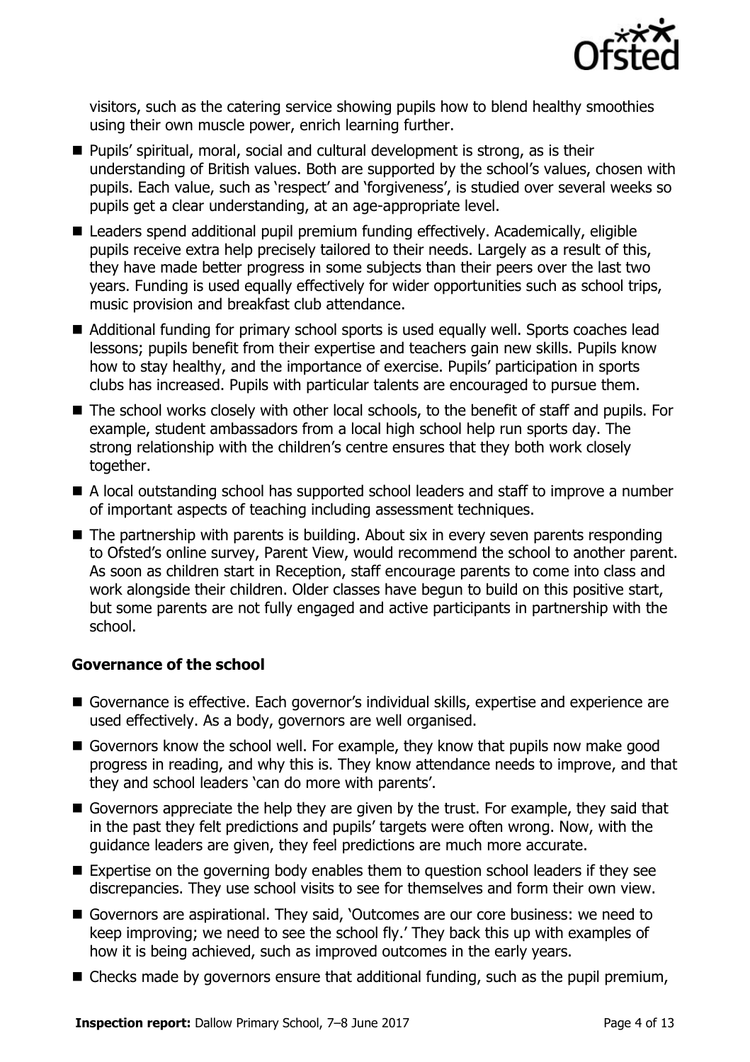visitors, such as the catering service showing pupils how to blend healthy smoothies using their own muscle power, enrich learning further.

- Pupils' spiritual, moral, social and cultural development is strong, as is their understanding of British values. Both are supported by the school's values, chosen with pupils. Each value, such as 'respect' and 'forgiveness', is studied over several weeks so pupils get a clear understanding, at an age-appropriate level.
- Leaders spend additional pupil premium funding effectively. Academically, eligible pupils receive extra help precisely tailored to their needs. Largely as a result of this, they have made better progress in some subjects than their peers over the last two years. Funding is used equally effectively for wider opportunities such as school trips, music provision and breakfast club attendance.
- Additional funding for primary school sports is used equally well. Sports coaches lead lessons; pupils benefit from their expertise and teachers gain new skills. Pupils know how to stay healthy, and the importance of exercise. Pupils' participation in sports clubs has increased. Pupils with particular talents are encouraged to pursue them.
- The school works closely with other local schools, to the benefit of staff and pupils. For example, student ambassadors from a local high school help run sports day. The strong relationship with the children's centre ensures that they both work closely together.
- A local outstanding school has supported school leaders and staff to improve a number of important aspects of teaching including assessment techniques.
- The partnership with parents is building. About six in every seven parents responding to Ofsted's online survey, Parent View, would recommend the school to another parent. As soon as children start in Reception, staff encourage parents to come into class and work alongside their children. Older classes have begun to build on this positive start, but some parents are not fully engaged and active participants in partnership with the school.

### Governance of the school

- Governance is effective. Each governor's individual skills, expertise and experience are used effectively. As a body, governors are well organised.
- Governors know the school well. For example, they know that pupils now make good progress in reading, and why this is. They know attendance needs to improve, and that they and school leaders 'can do more with parents'.
- Governors appreciate the help they are given by the trust. For example, they said that in the past they felt predictions and pupils' targets were often wrong. Now, with the guidance leaders are given, they feel predictions are much more accurate.
- Expertise on the governing body enables them to question school leaders if they see discrepancies. They use school visits to see for themselves and form their own view.
- Governors are aspirational. They said, 'Outcomes are our core business: we need to keep improving; we need to see the school fly.' They back this up with examples of how it is being achieved, such as improved outcomes in the early years.
- Checks made by governors ensure that additional funding, such as the pupil premium,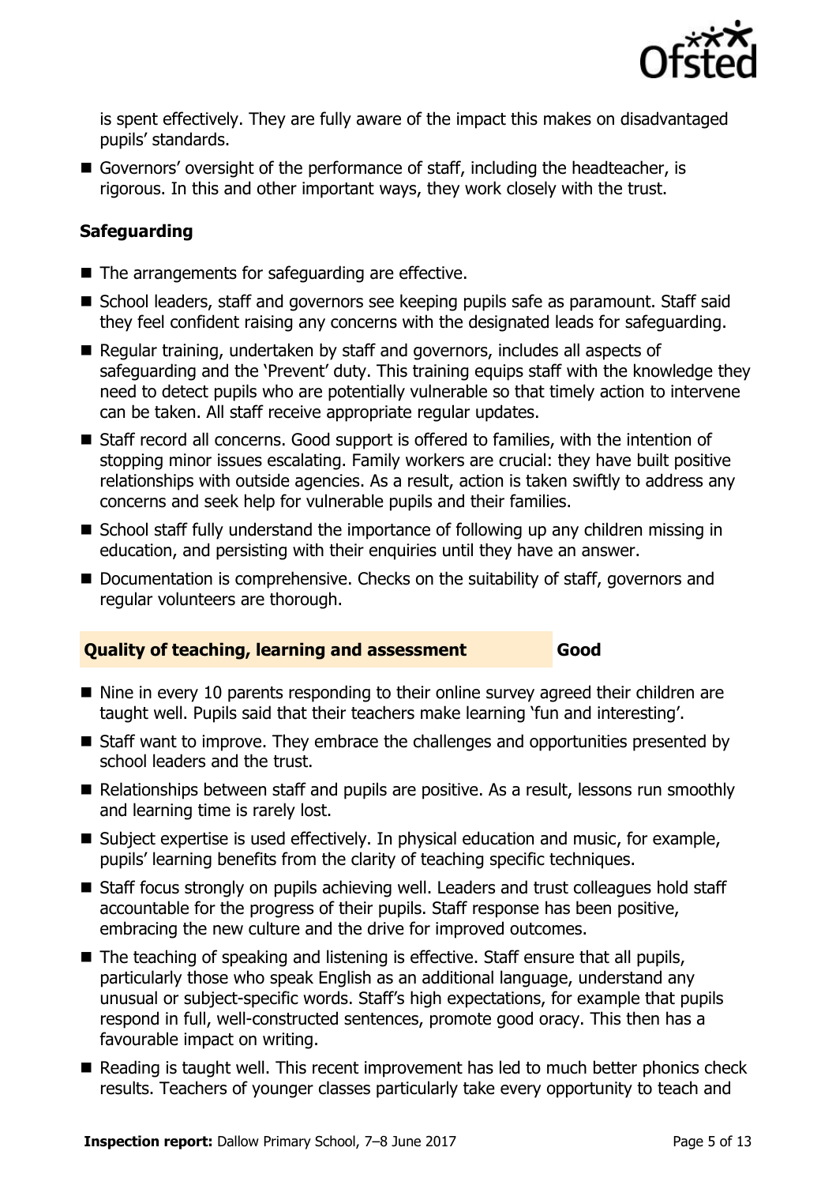is spent effectively. They are fully aware of the impact this makes on disadvantaged pupils' standards.

- Governors' oversight of the performance of staff, including the headteacher, is rigorous. In this and other important ways, they work closely with the trust.

### Safeguarding

- The arrangements for safeguarding are effective.
- School leaders, staff and governors see keeping pupils safe as paramount. Staff said they feel confident raising any concerns with the designated leads for safeguarding.
- Regular training, undertaken by staff and governors, includes all aspects of safeguarding and the 'Prevent' duty. This training equips staff with the knowledge they need to detect pupils who are potentially vulnerable so that timely action to intervene can be taken. All staff receive appropriate regular updates.
- Staff record all concerns. Good support is offered to families, with the intention of stopping minor issues escalating. Family workers are crucial: they have built positive relationships with outside agencies. As a result, action is taken swiftly to address any concerns and seek help for vulnerable pupils and their families.
- School staff fully understand the importance of following up any children missing in education, and persisting with their enquiries until they have an answer.
- Documentation is comprehensive. Checks on the suitability of staff, governors and regular volunteers are thorough.

### Quality of teaching, learning and assessment — Good

- Nine in every 10 parents responding to their online survey agreed their children are taught well. Pupils said that their teachers make learning 'fun and interesting'.
- Staff want to improve. They embrace the challenges and opportunities presented by school leaders and the trust.
- Relationships between staff and pupils are positive. As a result, lessons run smoothly and learning time is rarely lost.
- Subject expertise is used effectively. In physical education and music, for example, pupils' learning benefits from the clarity of teaching specific techniques.
- Staff focus strongly on pupils achieving well. Leaders and trust colleagues hold staff accountable for the progress of their pupils. Staff response has been positive, embracing the new culture and the drive for improved outcomes.
- The teaching of speaking and listening is effective. Staff ensure that all pupils, particularly those who speak English as an additional language, understand any unusual or subject-specific words. Staff's high expectations, for example that pupils respond in full, well-constructed sentences, promote good oracy. This then has a favourable impact on writing.
- Reading is taught well. This recent improvement has led to much better phonics check results. Teachers of younger classes particularly take every opportunity to teach and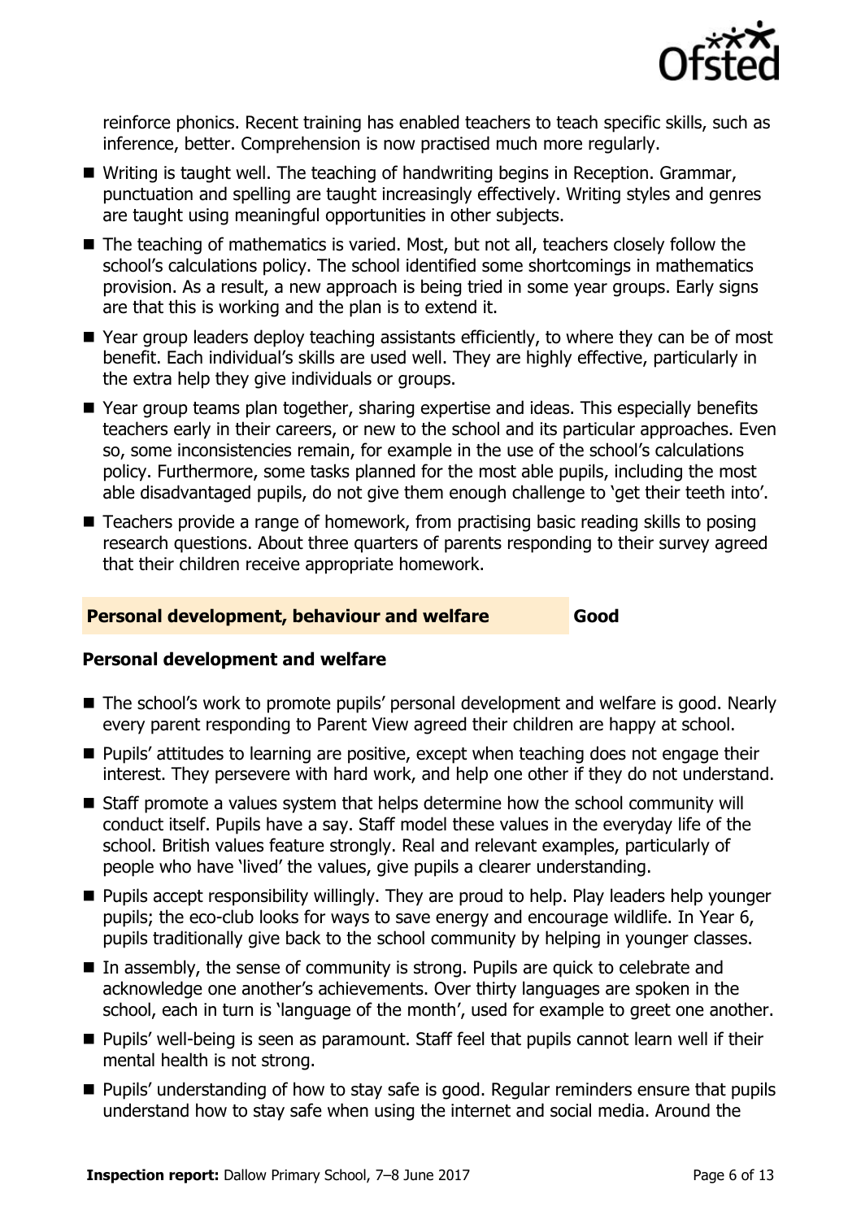reinforce phonics. Recent training has enabled teachers to teach specific skills, such as inference, better. Comprehension is now practised much more regularly.

- Writing is taught well. The teaching of handwriting begins in Reception. Grammar, punctuation and spelling are taught increasingly effectively. Writing styles and genres are taught using meaningful opportunities in other subjects.
- The teaching of mathematics is varied. Most, but not all, teachers closely follow the school's calculations policy. The school identified some shortcomings in mathematics provision. As a result, a new approach is being tried in some year groups. Early signs are that this is working and the plan is to extend it.
- Year group leaders deploy teaching assistants efficiently, to where they can be of most benefit. Each individual's skills are used well. They are highly effective, particularly in the extra help they give individuals or groups.
- Year group teams plan together, sharing expertise and ideas. This especially benefits teachers early in their careers, or new to the school and its particular approaches. Even so, some inconsistencies remain, for example in the use of the school's calculations policy. Furthermore, some tasks planned for the most able pupils, including the most able disadvantaged pupils, do not give them enough challenge to 'get their teeth into'.
- Teachers provide a range of homework, from practising basic reading skills to posing research questions. About three quarters of parents responding to their survey agreed that their children receive appropriate homework.

## Personal development, behaviour and welfare — Good

### Personal development and welfare

- The school's work to promote pupils' personal development and welfare is good. Nearly every parent responding to Parent View agreed their children are happy at school.
- Pupils' attitudes to learning are positive, except when teaching does not engage their interest. They persevere with hard work, and help one other if they do not understand.
- Staff promote a values system that helps determine how the school community will conduct itself. Pupils have a say. Staff model these values in the everyday life of the school. British values feature strongly. Real and relevant examples, particularly of people who have 'lived' the values, give pupils a clearer understanding.
- Pupils accept responsibility willingly. They are proud to help. Play leaders help younger pupils; the eco-club looks for ways to save energy and encourage wildlife. In Year 6, pupils traditionally give back to the school community by helping in younger classes.
- In assembly, the sense of community is strong. Pupils are quick to celebrate and acknowledge one another's achievements. Over thirty languages are spoken in the school, each in turn is 'language of the month', used for example to greet one another.
- Pupils' well-being is seen as paramount. Staff feel that pupils cannot learn well if their mental health is not strong.
- Pupils' understanding of how to stay safe is good. Regular reminders ensure that pupils understand how to stay safe when using the internet and social media. Around the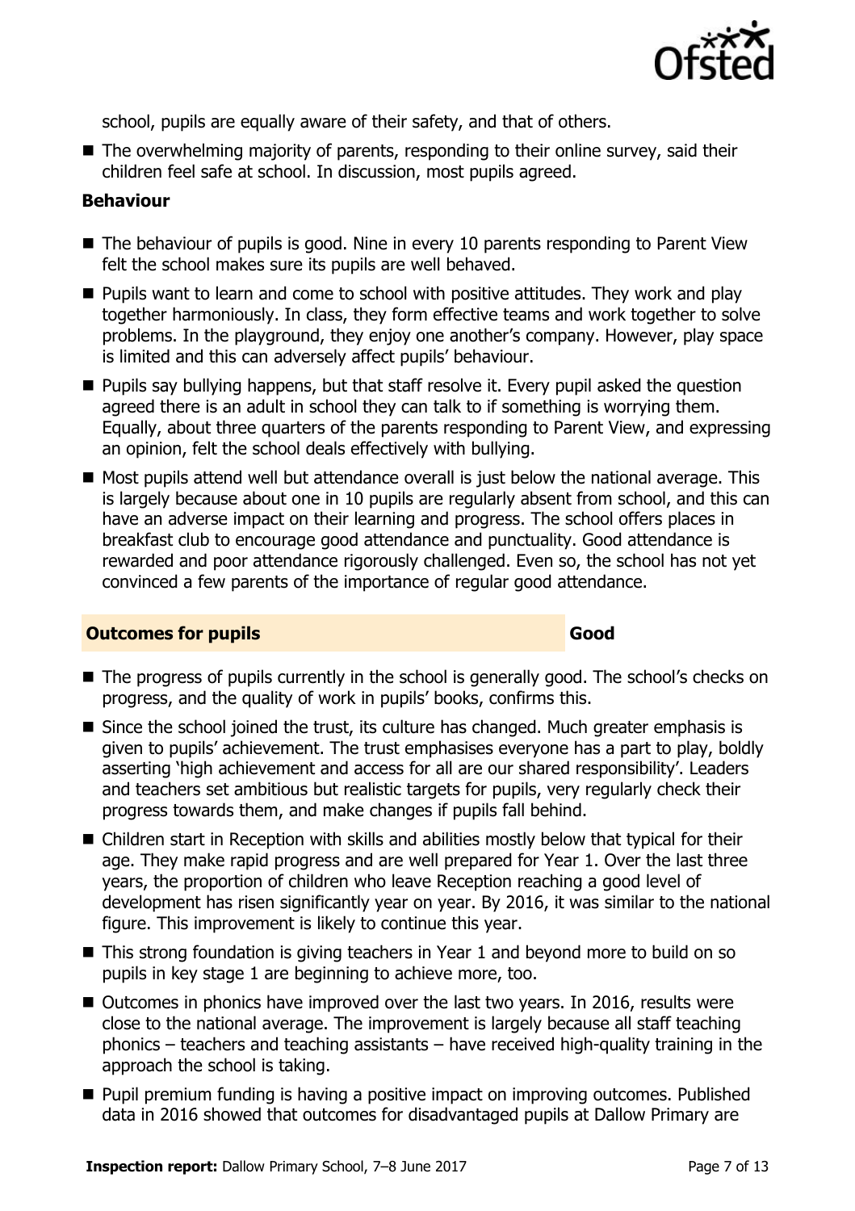school, pupils are equally aware of their safety, and that of others.

- The overwhelming majority of parents, responding to their online survey, said their children feel safe at school. In discussion, most pupils agreed.

**Behaviour**

- The behaviour of pupils is good. Nine in every 10 parents responding to Parent View felt the school makes sure its pupils are well behaved.
- Pupils want to learn and come to school with positive attitudes. They work and play together harmoniously. In class, they form effective teams and work together to solve problems. In the playground, they enjoy one another's company. However, play space is limited and this can adversely affect pupils' behaviour.
- Pupils say bullying happens, but that staff resolve it. Every pupil asked the question agreed there is an adult in school they can talk to if something is worrying them. Equally, about three quarters of the parents responding to Parent View, and expressing an opinion, felt the school deals effectively with bullying.
- Most pupils attend well but attendance overall is just below the national average. This is largely because about one in 10 pupils are regularly absent from school, and this can have an adverse impact on their learning and progress. The school offers places in breakfast club to encourage good attendance and punctuality. Good attendance is rewarded and poor attendance rigorously challenged. Even so, the school has not yet convinced a few parents of the importance of regular good attendance.

## Outcomes for pupils — Good

- The progress of pupils currently in the school is generally good. The school's checks on progress, and the quality of work in pupils' books, confirms this.
- Since the school joined the trust, its culture has changed. Much greater emphasis is given to pupils' achievement. The trust emphasises everyone has a part to play, boldly asserting 'high achievement and access for all are our shared responsibility'. Leaders and teachers set ambitious but realistic targets for pupils, very regularly check their progress towards them, and make changes if pupils fall behind.
- Children start in Reception with skills and abilities mostly below that typical for their age. They make rapid progress and are well prepared for Year 1. Over the last three years, the proportion of children who leave Reception reaching a good level of development has risen significantly year on year. By 2016, it was similar to the national figure. This improvement is likely to continue this year.
- This strong foundation is giving teachers in Year 1 and beyond more to build on so pupils in key stage 1 are beginning to achieve more, too.
- Outcomes in phonics have improved over the last two years. In 2016, results were close to the national average. The improvement is largely because all staff teaching phonics – teachers and teaching assistants – have received high-quality training in the approach the school is taking.
- Pupil premium funding is having a positive impact on improving outcomes. Published data in 2016 showed that outcomes for disadvantaged pupils at Dallow Primary are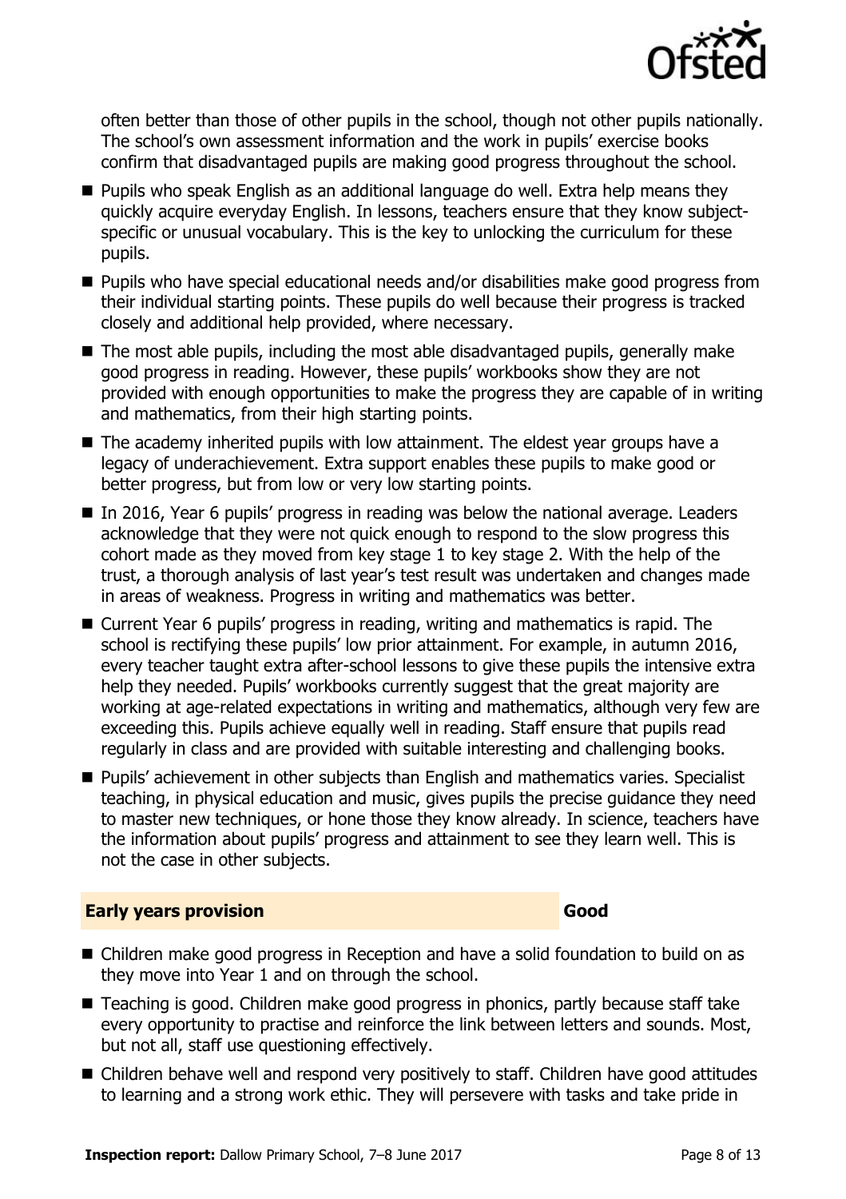often better than those of other pupils in the school, though not other pupils nationally. The school's own assessment information and the work in pupils' exercise books confirm that disadvantaged pupils are making good progress throughout the school.

- Pupils who speak English as an additional language do well. Extra help means they quickly acquire everyday English. In lessons, teachers ensure that they know subject-specific or unusual vocabulary. This is the key to unlocking the curriculum for these pupils.
- Pupils who have special educational needs and/or disabilities make good progress from their individual starting points. These pupils do well because their progress is tracked closely and additional help provided, where necessary.
- The most able pupils, including the most able disadvantaged pupils, generally make good progress in reading. However, these pupils' workbooks show they are not provided with enough opportunities to make the progress they are capable of in writing and mathematics, from their high starting points.
- The academy inherited pupils with low attainment. The eldest year groups have a legacy of underachievement. Extra support enables these pupils to make good or better progress, but from low or very low starting points.
- In 2016, Year 6 pupils' progress in reading was below the national average. Leaders acknowledge that they were not quick enough to respond to the slow progress this cohort made as they moved from key stage 1 to key stage 2. With the help of the trust, a thorough analysis of last year's test result was undertaken and changes made in areas of weakness. Progress in writing and mathematics was better.
- Current Year 6 pupils' progress in reading, writing and mathematics is rapid. The school is rectifying these pupils' low prior attainment. For example, in autumn 2016, every teacher taught extra after-school lessons to give these pupils the intensive extra help they needed. Pupils' workbooks currently suggest that the great majority are working at age-related expectations in writing and mathematics, although very few are exceeding this. Pupils achieve equally well in reading. Staff ensure that pupils read regularly in class and are provided with suitable interesting and challenging books.
- Pupils' achievement in other subjects than English and mathematics varies. Specialist teaching, in physical education and music, gives pupils the precise guidance they need to master new techniques, or hone those they know already. In science, teachers have the information about pupils' progress and attainment to see they learn well. This is not the case in other subjects.

## Early years provision — Good

- Children make good progress in Reception and have a solid foundation to build on as they move into Year 1 and on through the school.
- Teaching is good. Children make good progress in phonics, partly because staff take every opportunity to practise and reinforce the link between letters and sounds. Most, but not all, staff use questioning effectively.
- Children behave well and respond very positively to staff. Children have good attitudes to learning and a strong work ethic. They will persevere with tasks and take pride in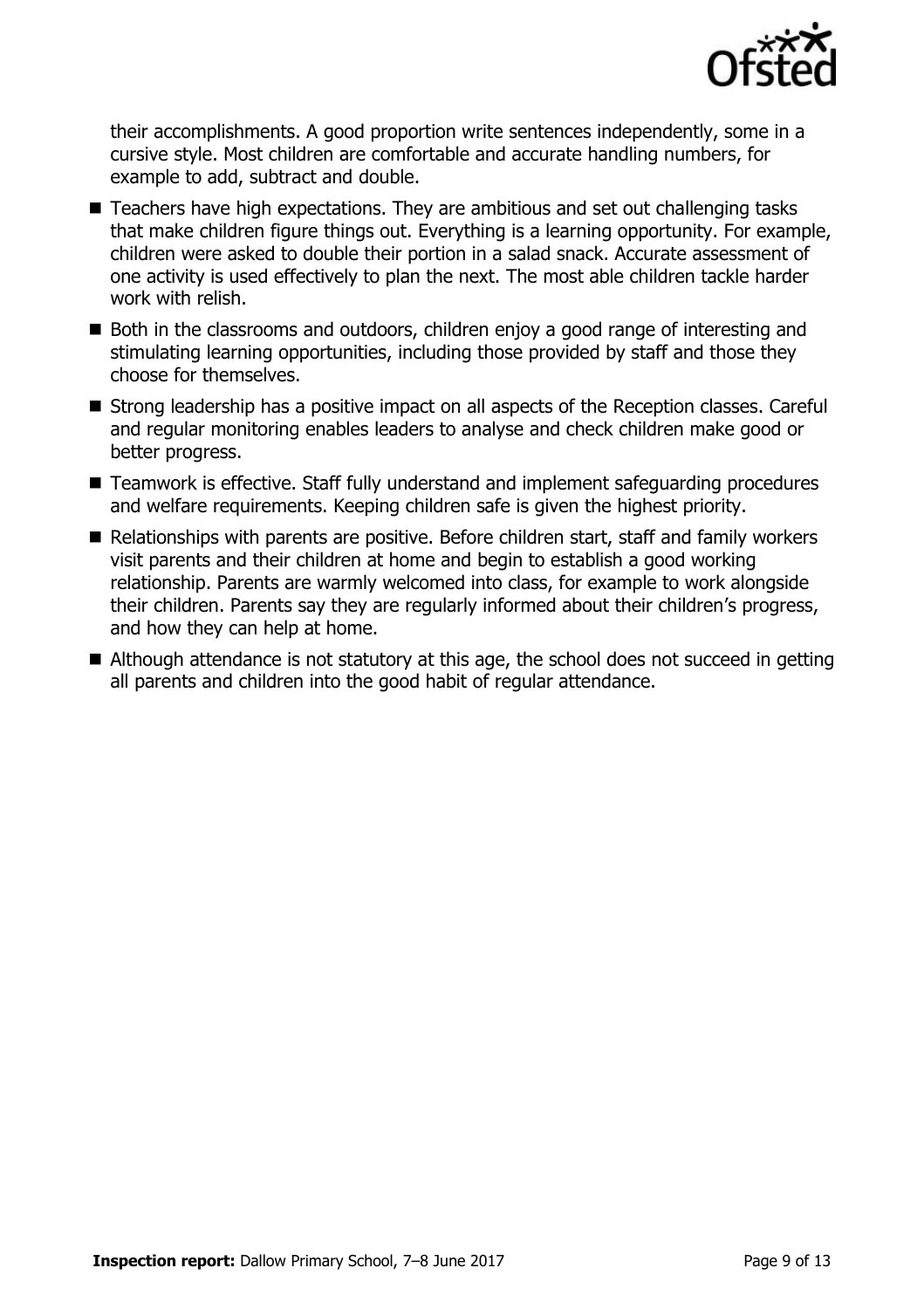their accomplishments. A good proportion write sentences independently, some in a cursive style. Most children are comfortable and accurate handling numbers, for example to add, subtract and double.

- Teachers have high expectations. They are ambitious and set out challenging tasks that make children figure things out. Everything is a learning opportunity. For example, children were asked to double their portion in a salad snack. Accurate assessment of one activity is used effectively to plan the next. The most able children tackle harder work with relish.
- Both in the classrooms and outdoors, children enjoy a good range of interesting and stimulating learning opportunities, including those provided by staff and those they choose for themselves.
- Strong leadership has a positive impact on all aspects of the Reception classes. Careful and regular monitoring enables leaders to analyse and check children make good or better progress.
- Teamwork is effective. Staff fully understand and implement safeguarding procedures and welfare requirements. Keeping children safe is given the highest priority.
- Relationships with parents are positive. Before children start, staff and family workers visit parents and their children at home and begin to establish a good working relationship. Parents are warmly welcomed into class, for example to work alongside their children. Parents say they are regularly informed about their children's progress, and how they can help at home.
- Although attendance is not statutory at this age, the school does not succeed in getting all parents and children into the good habit of regular attendance.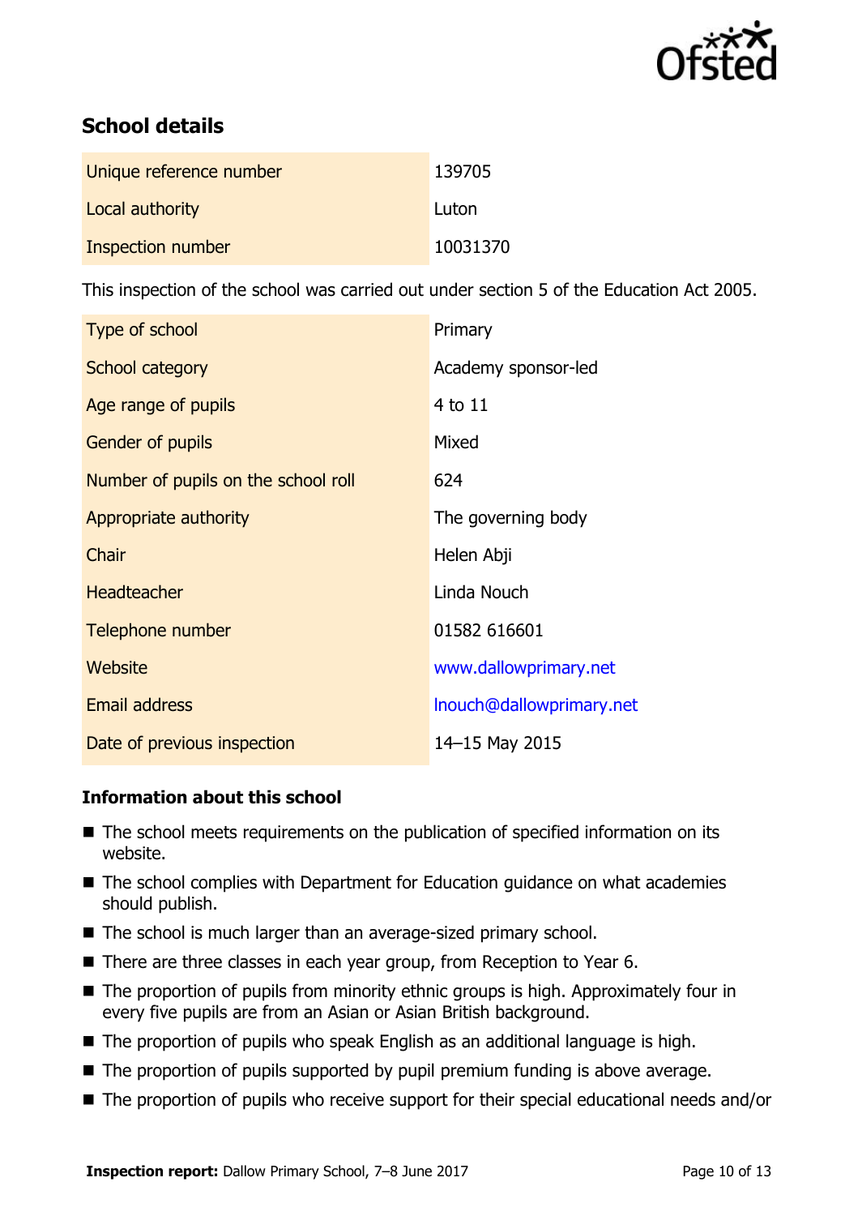## School details

| | |
|---|---|
| Unique reference number | 139705 |
| Local authority | Luton |
| Inspection number | 10031370 |

This inspection of the school was carried out under section 5 of the Education Act 2005.

| | |
|---|---|
| Type of school | Primary |
| School category | Academy sponsor-led |
| Age range of pupils | 4 to 11 |
| Gender of pupils | Mixed |
| Number of pupils on the school roll | 624 |
| Appropriate authority | The governing body |
| Chair | Helen Abji |
| Headteacher | Linda Nouch |
| Telephone number | 01582 616601 |
| Website | www.dallowprimary.net |
| Email address | lnouch@dallowprimary.net |
| Date of previous inspection | 14–15 May 2015 |

### Information about this school

- The school meets requirements on the publication of specified information on its website.
- The school complies with Department for Education guidance on what academies should publish.
- The school is much larger than an average-sized primary school.
- There are three classes in each year group, from Reception to Year 6.
- The proportion of pupils from minority ethnic groups is high. Approximately four in every five pupils are from an Asian or Asian British background.
- The proportion of pupils who speak English as an additional language is high.
- The proportion of pupils supported by pupil premium funding is above average.
- The proportion of pupils who receive support for their special educational needs and/or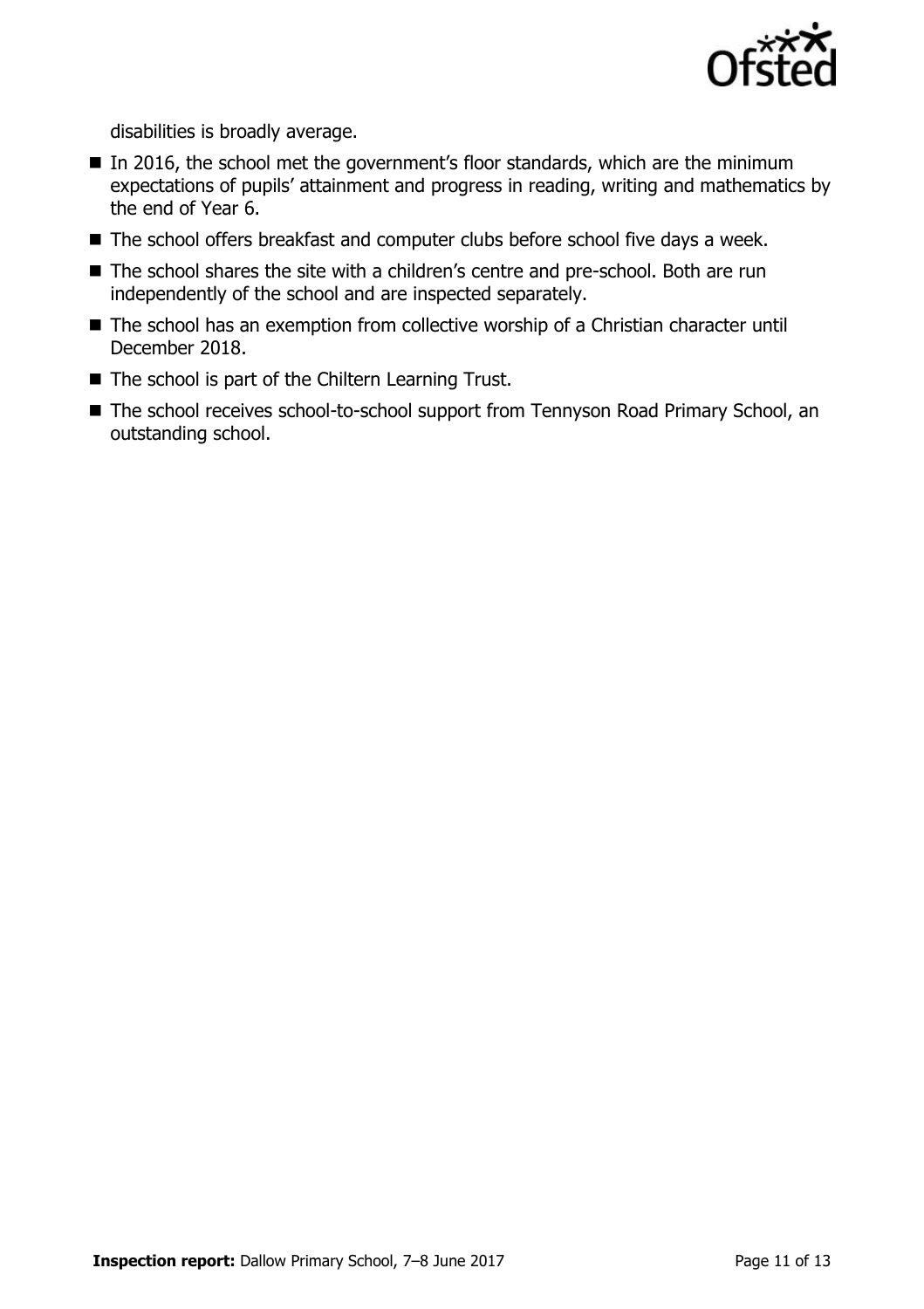disabilities is broadly average.

- In 2016, the school met the government's floor standards, which are the minimum expectations of pupils' attainment and progress in reading, writing and mathematics by the end of Year 6.
- The school offers breakfast and computer clubs before school five days a week.
- The school shares the site with a children's centre and pre-school. Both are run independently of the school and are inspected separately.
- The school has an exemption from collective worship of a Christian character until December 2018.
- The school is part of the Chiltern Learning Trust.
- The school receives school-to-school support from Tennyson Road Primary School, an outstanding school.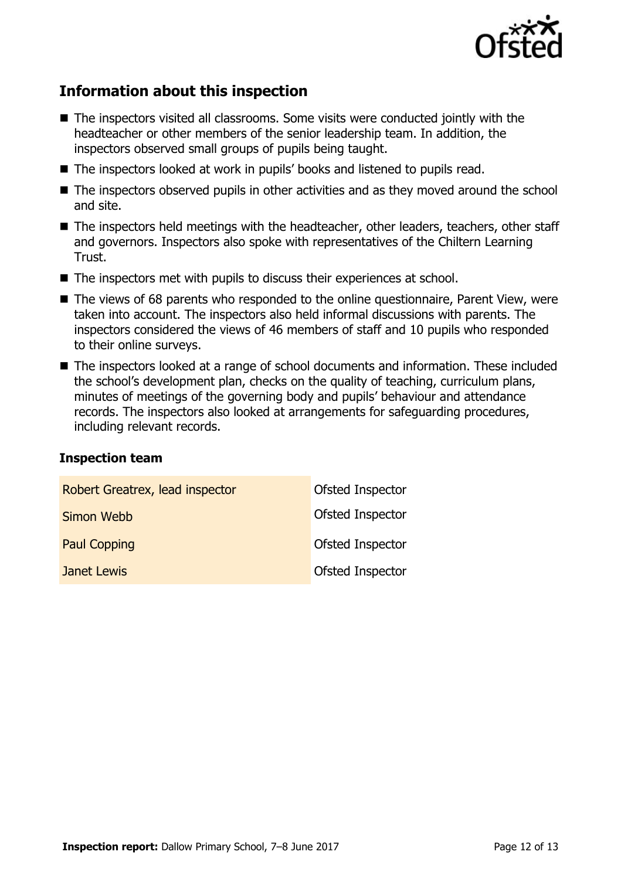## Information about this inspection

- The inspectors visited all classrooms. Some visits were conducted jointly with the headteacher or other members of the senior leadership team. In addition, the inspectors observed small groups of pupils being taught.
- The inspectors looked at work in pupils' books and listened to pupils read.
- The inspectors observed pupils in other activities and as they moved around the school and site.
- The inspectors held meetings with the headteacher, other leaders, teachers, other staff and governors. Inspectors also spoke with representatives of the Chiltern Learning Trust.
- The inspectors met with pupils to discuss their experiences at school.
- The views of 68 parents who responded to the online questionnaire, Parent View, were taken into account. The inspectors also held informal discussions with parents. The inspectors considered the views of 46 members of staff and 10 pupils who responded to their online surveys.
- The inspectors looked at a range of school documents and information. These included the school's development plan, checks on the quality of teaching, curriculum plans, minutes of meetings of the governing body and pupils' behaviour and attendance records. The inspectors also looked at arrangements for safeguarding procedures, including relevant records.

### Inspection team

| | |
|---|---|
| Robert Greatrex, lead inspector | Ofsted Inspector |
| Simon Webb | Ofsted Inspector |
| Paul Copping | Ofsted Inspector |
| Janet Lewis | Ofsted Inspector |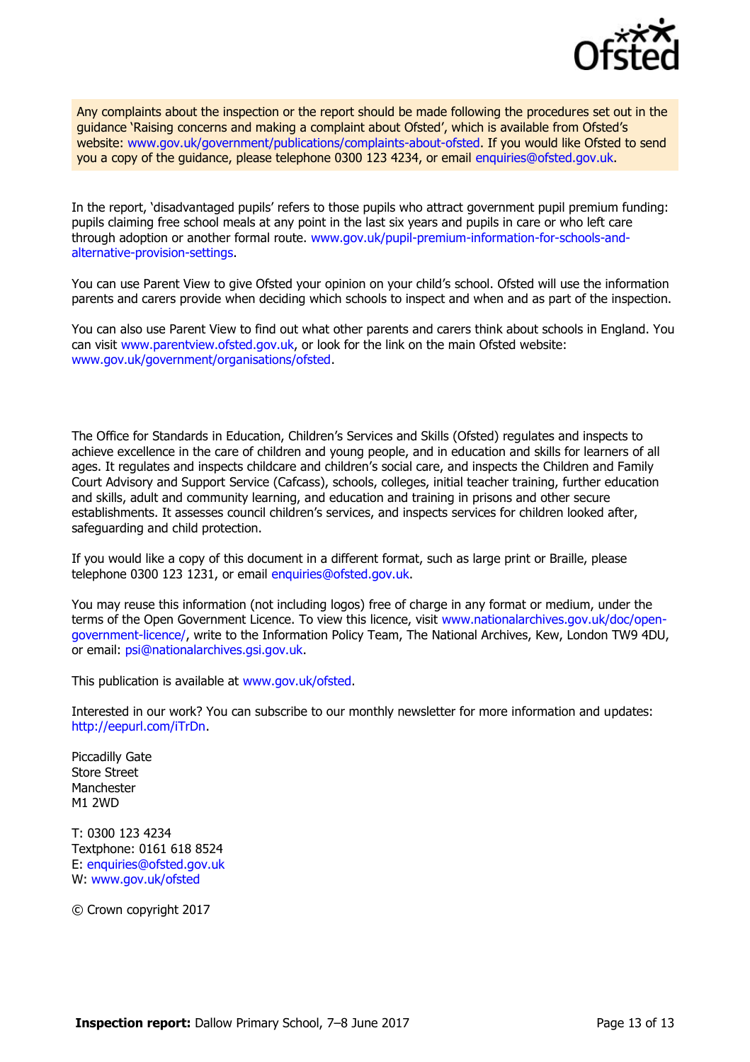Any complaints about the inspection or the report should be made following the procedures set out in the guidance 'Raising concerns and making a complaint about Ofsted', which is available from Ofsted's website: www.gov.uk/government/publications/complaints-about-ofsted. If you would like Ofsted to send you a copy of the guidance, please telephone 0300 123 4234, or email enquiries@ofsted.gov.uk.

In the report, 'disadvantaged pupils' refers to those pupils who attract government pupil premium funding: pupils claiming free school meals at any point in the last six years and pupils in care or who left care through adoption or another formal route. www.gov.uk/pupil-premium-information-for-schools-and-alternative-provision-settings.

You can use Parent View to give Ofsted your opinion on your child's school. Ofsted will use the information parents and carers provide when deciding which schools to inspect and when and as part of the inspection.

You can also use Parent View to find out what other parents and carers think about schools in England. You can visit www.parentview.ofsted.gov.uk, or look for the link on the main Ofsted website: www.gov.uk/government/organisations/ofsted.

The Office for Standards in Education, Children's Services and Skills (Ofsted) regulates and inspects to achieve excellence in the care of children and young people, and in education and skills for learners of all ages. It regulates and inspects childcare and children's social care, and inspects the Children and Family Court Advisory and Support Service (Cafcass), schools, colleges, initial teacher training, further education and skills, adult and community learning, and education and training in prisons and other secure establishments. It assesses council children's services, and inspects services for children looked after, safeguarding and child protection.

If you would like a copy of this document in a different format, such as large print or Braille, please telephone 0300 123 1231, or email enquiries@ofsted.gov.uk.

You may reuse this information (not including logos) free of charge in any format or medium, under the terms of the Open Government Licence. To view this licence, visit www.nationalarchives.gov.uk/doc/open-government-licence/, write to the Information Policy Team, The National Archives, Kew, London TW9 4DU, or email: psi@nationalarchives.gsi.gov.uk.

This publication is available at www.gov.uk/ofsted.

Interested in our work? You can subscribe to our monthly newsletter for more information and updates: http://eepurl.com/iTrDn.

Piccadilly Gate
Store Street
Manchester
M1 2WD

T: 0300 123 4234
Textphone: 0161 618 8524
E: enquiries@ofsted.gov.uk
W: www.gov.uk/ofsted

© Crown copyright 2017